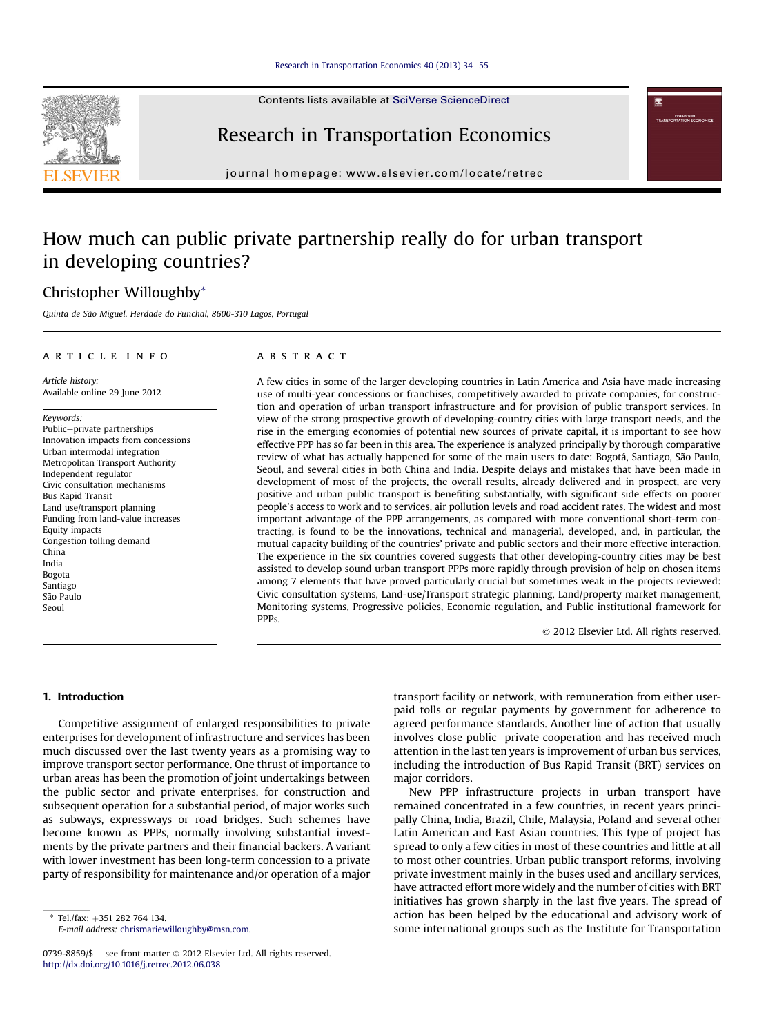# How much can public private partnership really do for urban transport in developing countries?

Christopher Willoughby*

*Quinta de São Miguel, Herdade do Funchal, 8600-310 Lagos, Portugal*

## ARTICLE INFO

*Article history:*
Available online 29 June 2012

*Keywords:*
Public–private partnerships
Innovation impacts from concessions
Urban intermodal integration
Metropolitan Transport Authority
Independent regulator
Civic consultation mechanisms
Bus Rapid Transit
Land use/transport planning
Funding from land-value increases
Equity impacts
Congestion tolling demand
China
India
Bogota
Santiago
São Paulo
Seoul

## ABSTRACT

A few cities in some of the larger developing countries in Latin America and Asia have made increasing use of multi-year concessions or franchises, competitively awarded to private companies, for construction and operation of urban transport infrastructure and for provision of public transport services. In view of the strong prospective growth of developing-country cities with large transport needs, and the rise in the emerging economies of potential new sources of private capital, it is important to see how effective PPP has so far been in this area. The experience is analyzed principally by thorough comparative review of what has actually happened for some of the main users to date: Bogotá, Santiago, São Paulo, Seoul, and several cities in both China and India. Despite delays and mistakes that have been made in development of most of the projects, the overall results, already delivered and in prospect, are very positive and urban public transport is benefiting substantially, with significant side effects on poorer people's access to work and to services, air pollution levels and road accident rates. The widest and most important advantage of the PPP arrangements, as compared with more conventional short-term contracting, is found to be the innovations, technical and managerial, developed, and, in particular, the mutual capacity building of the countries' private and public sectors and their more effective interaction. The experience in the six countries covered suggests that other developing-country cities may be best assisted to develop sound urban transport PPPs more rapidly through provision of help on chosen items among 7 elements that have proved particularly crucial but sometimes weak in the projects reviewed: Civic consultation systems, Land-use/Transport strategic planning, Land/property market management, Monitoring systems, Progressive policies, Economic regulation, and Public institutional framework for PPPs.

© 2012 Elsevier Ltd. All rights reserved.

## 1. Introduction

Competitive assignment of enlarged responsibilities to private enterprises for development of infrastructure and services has been much discussed over the last twenty years as a promising way to improve transport sector performance. One thrust of importance to urban areas has been the promotion of joint undertakings between the public sector and private enterprises, for construction and subsequent operation for a substantial period, of major works such as subways, expressways or road bridges. Such schemes have become known as PPPs, normally involving substantial investments by the private partners and their financial backers. A variant with lower investment has been long-term concession to a private party of responsibility for maintenance and/or operation of a major transport facility or network, with remuneration from either user-paid tolls or regular payments by government for adherence to agreed performance standards. Another line of action that usually involves close public–private cooperation and has received much attention in the last ten years is improvement of urban bus services, including the introduction of Bus Rapid Transit (BRT) services on major corridors.

New PPP infrastructure projects in urban transport have remained concentrated in a few countries, in recent years principally China, India, Brazil, Chile, Malaysia, Poland and several other Latin American and East Asian countries. This type of project has spread to only a few cities in most of these countries and little at all to most other countries. Urban public transport reforms, involving private investment mainly in the buses used and ancillary services, have attracted effort more widely and the number of cities with BRT initiatives has grown sharply in the last five years. The spread of action has been helped by the educational and advisory work of some international groups such as the Institute for Transportation

* Tel./fax: +351 282 764 134.
E-mail address: chrismariewilloughby@msn.com.

0739-8859/$ – see front matter © 2012 Elsevier Ltd. All rights reserved.
http://dx.doi.org/10.1016/j.retrec.2012.06.038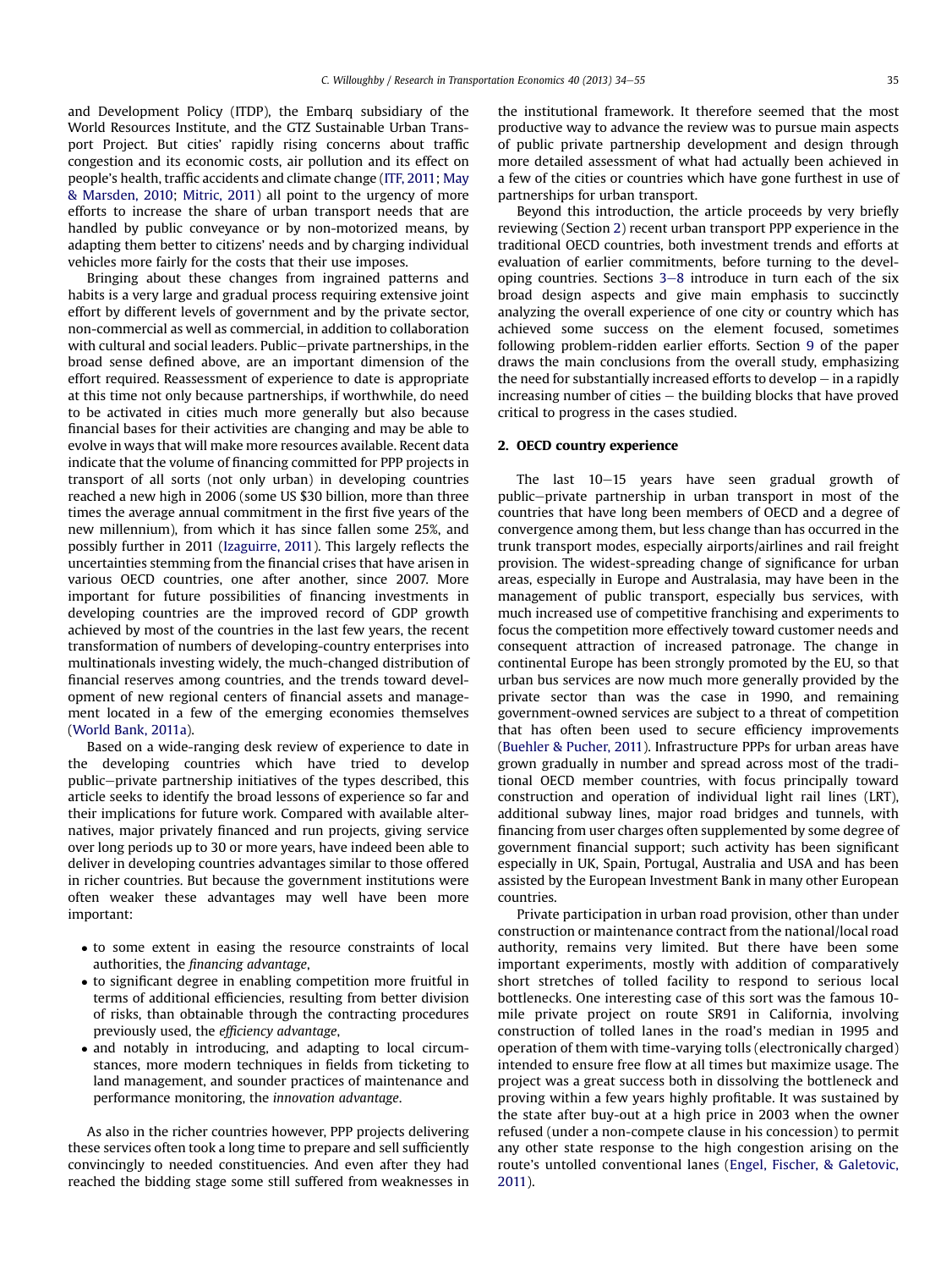and Development Policy (ITDP), the Embarq subsidiary of the World Resources Institute, and the GTZ Sustainable Urban Transport Project. But cities' rapidly rising concerns about traffic congestion and its economic costs, air pollution and its effect on people's health, traffic accidents and climate change (ITF, 2011; May & Marsden, 2010; Mitric, 2011) all point to the urgency of more efforts to increase the share of urban transport needs that are handled by public conveyance or by non-motorized means, by adapting them better to citizens' needs and by charging individual vehicles more fairly for the costs that their use imposes.

Bringing about these changes from ingrained patterns and habits is a very large and gradual process requiring extensive joint effort by different levels of government and by the private sector, non-commercial as well as commercial, in addition to collaboration with cultural and social leaders. Public–private partnerships, in the broad sense defined above, are an important dimension of the effort required. Reassessment of experience to date is appropriate at this time not only because partnerships, if worthwhile, do need to be activated in cities much more generally but also because financial bases for their activities are changing and may be able to evolve in ways that will make more resources available. Recent data indicate that the volume of financing committed for PPP projects in transport of all sorts (not only urban) in developing countries reached a new high in 2006 (some US $30 billion, more than three times the average annual commitment in the first five years of the new millennium), from which it has since fallen some 25%, and possibly further in 2011 (Izaguirre, 2011). This largely reflects the uncertainties stemming from the financial crises that have arisen in various OECD countries, one after another, since 2007. More important for future possibilities of financing investments in developing countries are the improved record of GDP growth achieved by most of the countries in the last few years, the recent transformation of numbers of developing-country enterprises into multinationals investing widely, the much-changed distribution of financial reserves among countries, and the trends toward development of new regional centers of financial assets and management located in a few of the emerging economies themselves (World Bank, 2011a).

Based on a wide-ranging desk review of experience to date in the developing countries which have tried to develop public–private partnership initiatives of the types described, this article seeks to identify the broad lessons of experience so far and their implications for future work. Compared with available alternatives, major privately financed and run projects, giving service over long periods up to 30 or more years, have indeed been able to deliver in developing countries advantages similar to those offered in richer countries. But because the government institutions were often weaker these advantages may well have been more important:

- to some extent in easing the resource constraints of local authorities, the *financing advantage*,
- to significant degree in enabling competition more fruitful in terms of additional efficiencies, resulting from better division of risks, than obtainable through the contracting procedures previously used, the *efficiency advantage*,
- and notably in introducing, and adapting to local circumstances, more modern techniques in fields from ticketing to land management, and sounder practices of maintenance and performance monitoring, the *innovation advantage*.

As also in the richer countries however, PPP projects delivering these services often took a long time to prepare and sell sufficiently convincingly to needed constituencies. And even after they had reached the bidding stage some still suffered from weaknesses in the institutional framework. It therefore seemed that the most productive way to advance the review was to pursue main aspects of public private partnership development and design through more detailed assessment of what had actually been achieved in a few of the cities or countries which have gone furthest in use of partnerships for urban transport.

Beyond this introduction, the article proceeds by very briefly reviewing (Section 2) recent urban transport PPP experience in the traditional OECD countries, both investment trends and efforts at evaluation of earlier commitments, before turning to the developing countries. Sections 3–8 introduce in turn each of the six broad design aspects and give main emphasis to succinctly analyzing the overall experience of one city or country which has achieved some success on the element focused, sometimes following problem-ridden earlier efforts. Section 9 of the paper draws the main conclusions from the overall study, emphasizing the need for substantially increased efforts to develop – in a rapidly increasing number of cities – the building blocks that have proved critical to progress in the cases studied.

## 2. OECD country experience

The last 10–15 years have seen gradual growth of public–private partnership in urban transport in most of the countries that have long been members of OECD and a degree of convergence among them, but less change than has occurred in the trunk transport modes, especially airports/airlines and rail freight provision. The widest-spreading change of significance for urban areas, especially in Europe and Australasia, may have been in the management of public transport, especially bus services, with much increased use of competitive franchising and experiments to focus the competition more effectively toward customer needs and consequent attraction of increased patronage. The change in continental Europe has been strongly promoted by the EU, so that urban bus services are now much more generally provided by the private sector than was the case in 1990, and remaining government-owned services are subject to a threat of competition that has often been used to secure efficiency improvements (Buehler & Pucher, 2011). Infrastructure PPPs for urban areas have grown gradually in number and spread across most of the traditional OECD member countries, with focus principally toward construction and operation of individual light rail lines (LRT), additional subway lines, major road bridges and tunnels, with financing from user charges often supplemented by some degree of government financial support; such activity has been significant especially in UK, Spain, Portugal, Australia and USA and has been assisted by the European Investment Bank in many other European countries.

Private participation in urban road provision, other than under construction or maintenance contract from the national/local road authority, remains very limited. But there have been some important experiments, mostly with addition of comparatively short stretches of tolled facility to respond to serious local bottlenecks. One interesting case of this sort was the famous 10-mile private project on route SR91 in California, involving construction of tolled lanes in the road's median in 1995 and operation of them with time-varying tolls (electronically charged) intended to ensure free flow at all times but maximize usage. The project was a great success both in dissolving the bottleneck and proving within a few years highly profitable. It was sustained by the state after buy-out at a high price in 2003 when the owner refused (under a non-compete clause in his concession) to permit any other state response to the high congestion arising on the route's untolled conventional lanes (Engel, Fischer, & Galetovic, 2011).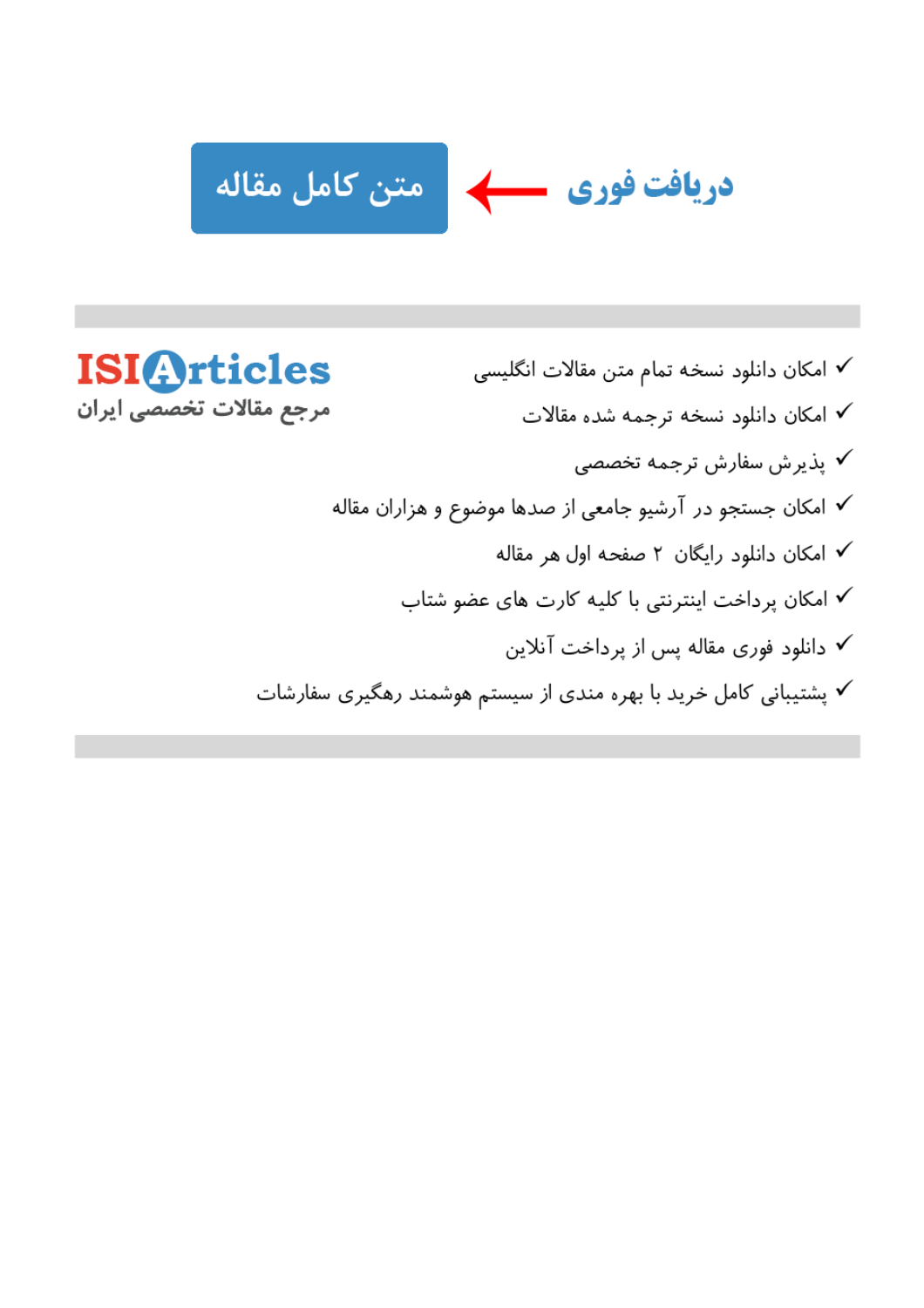دریافت فوری ← متن کامل مقاله

**ISIArticles**
مرجع مقالات تخصصی ایران

- ✓ امکان دانلود نسخه تمام متن مقالات انگلیسی
- ✓ امکان دانلود نسخه ترجمه شده مقالات
- ✓ پذیرش سفارش ترجمه تخصصی
- ✓ امکان جستجو در آرشیو جامعی از صدها موضوع و هزاران مقاله
- ✓ امکان دانلود رایگان ۲ صفحه اول هر مقاله
- ✓ امکان پرداخت اینترنتی با کلیه کارت های عضو شتاب
- ✓ دانلود فوری مقاله پس از پرداخت آنلاین
- ✓ پشتیبانی کامل خرید با بهره مندی از سیستم هوشمند رهگیری سفارشات